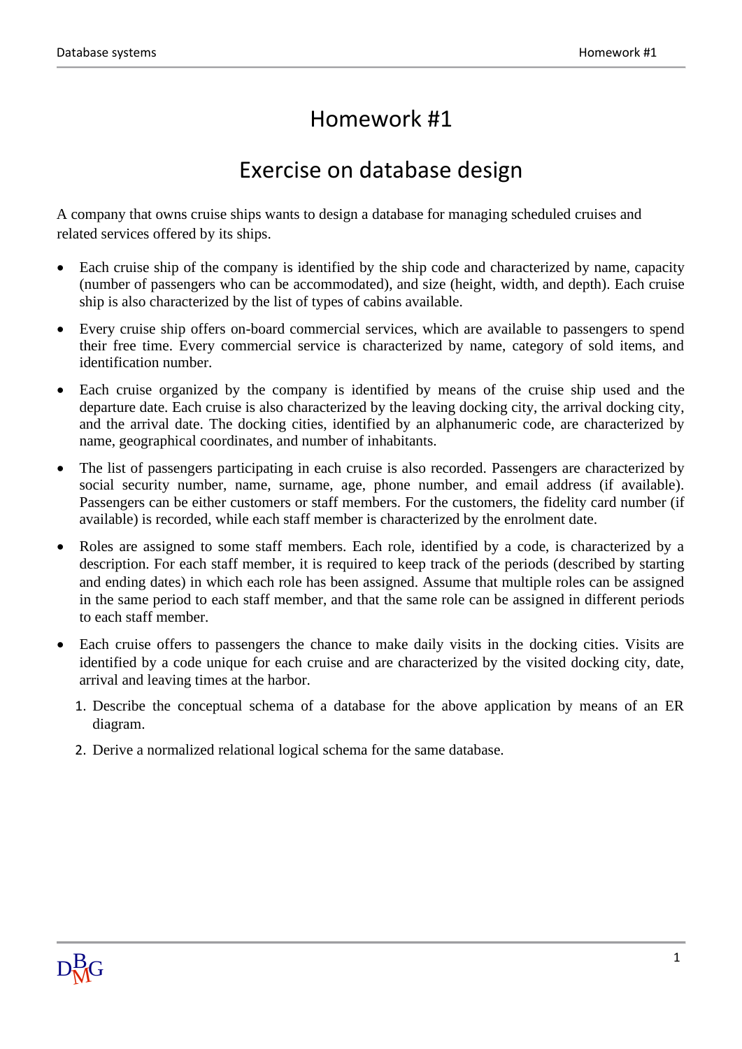# Homework #1

## Exercise on database design

A company that owns cruise ships wants to design a database for managing scheduled cruises and related services offered by its ships.

- Each cruise ship of the company is identified by the ship code and characterized by name, capacity (number of passengers who can be accommodated), and size (height, width, and depth). Each cruise ship is also characterized by the list of types of cabins available.
- Every cruise ship offers on-board commercial services, which are available to passengers to spend their free time. Every commercial service is characterized by name, category of sold items, and identification number.
- Each cruise organized by the company is identified by means of the cruise ship used and the departure date. Each cruise is also characterized by the leaving docking city, the arrival docking city, and the arrival date. The docking cities, identified by an alphanumeric code, are characterized by name, geographical coordinates, and number of inhabitants.
- The list of passengers participating in each cruise is also recorded. Passengers are characterized by social security number, name, surname, age, phone number, and email address (if available). Passengers can be either customers or staff members. For the customers, the fidelity card number (if available) is recorded, while each staff member is characterized by the enrolment date.
- Roles are assigned to some staff members. Each role, identified by a code, is characterized by a description. For each staff member, it is required to keep track of the periods (described by starting and ending dates) in which each role has been assigned. Assume that multiple roles can be assigned in the same period to each staff member, and that the same role can be assigned in different periods to each staff member.
- Each cruise offers to passengers the chance to make daily visits in the docking cities. Visits are identified by a code unique for each cruise and are characterized by the visited docking city, date, arrival and leaving times at the harbor.

1. Describe the conceptual schema of a database for the above application by means of an ER diagram.
2. Derive a normalized relational logical schema for the same database.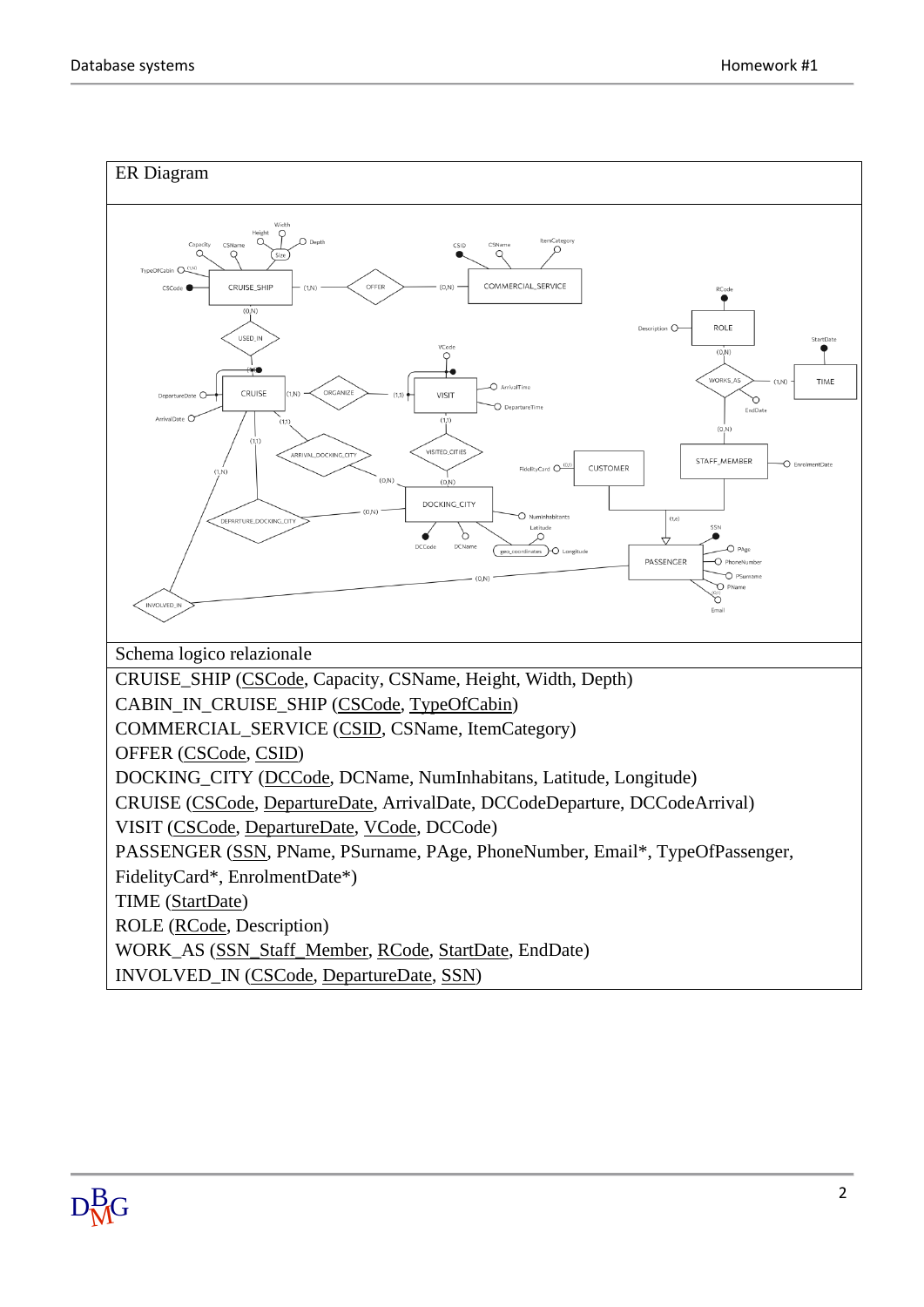ER Diagram

Schema logico relazionale

CRUISE_SHIP (CSCode, Capacity, CSName, Height, Width, Depth)
CABIN_IN_CRUISE_SHIP (CSCode, TypeOfCabin)
COMMERCIAL_SERVICE (CSID, CSName, ItemCategory)
OFFER (CSCode, CSID)
DOCKING_CITY (DCCode, DCName, NumInhabitans, Latitude, Longitude)
CRUISE (CSCode, DepartureDate, ArrivalDate, DCCodeDeparture, DCCodeArrival)
VISIT (CSCode, DepartureDate, VCode, DCCode)
PASSENGER (SSN, PName, PSurname, PAge, PhoneNumber, Email*, TypeOfPassenger, FidelityCard*, EnrolmentDate*)
TIME (StartDate)
ROLE (RCode, Description)
WORK_AS (SSN_Staff_Member, RCode, StartDate, EndDate)
INVOLVED_IN (CSCode, DepartureDate, SSN)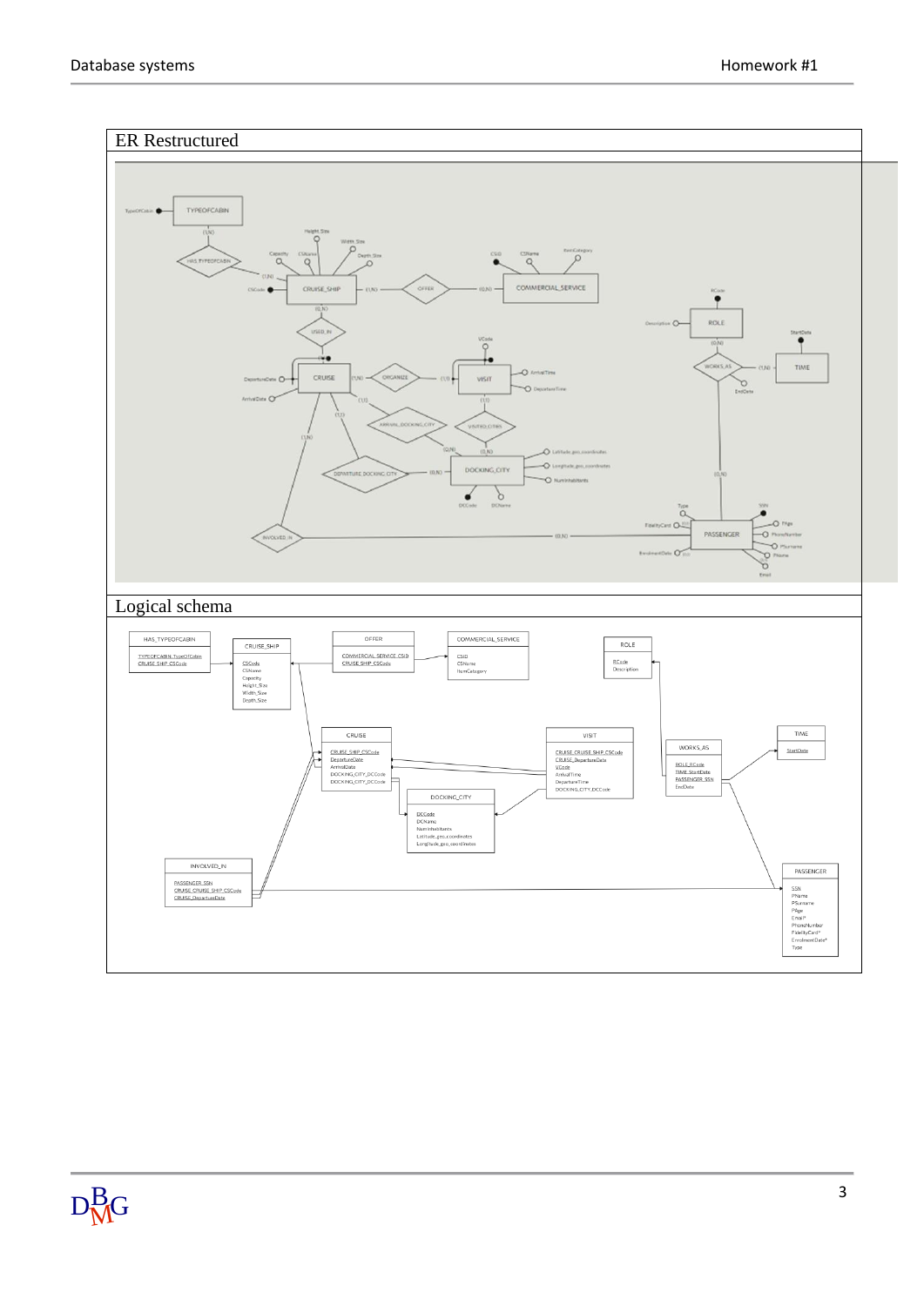## ER Restructured

TYPEOFCABIN
TypeOfCabin
(1,N)
HAS_TYPEOFCABIN
(1,N)
Height_Size
Width_Size
Capacity
CSName
Depth_Size
CSCode
CRUISE_SHIP
(1,N)
OFFER
(0,N)
COMMERCIAL_SERVICE
CSID
CSName
ItemCategory
(0,N)
USED_IN
RCode
ROLE
Description
(0,N)
StartDate
WORKS_AS
(1,N)
TIME
EndDate
VCode
DepartureDate
CRUISE
(1,N)
ORGANIZE
(1,1)
VISIT
ArrivalTime
DepartureTime
ArrivalDate
(1,1)
(1,1)
ARRIVAL_DOCKING_CITY
VISITED_CITIES
(1,N)
(0,N)
(1,N)
DEPARTURE_DOCKING_CITY
(0,N)
DOCKING_CITY
Latitude_geo_coordinates
Longitude_geo_coordinates
NumInhabitants
DCCode
DCName
(0,N)
Type
SSN
FidelityCard
FAge
PhoneNumber
PSurname
PName
Email
INVOLVED_IN
(0,N)
PASSENGER
EnrolmentDate

## Logical schema

HAS_TYPEOFCABIN
TYPEOFCABIN_TypeOfCabin
CRUISE_SHIP_CSCode

CRUISE_SHIP
CSCode
CSName
Capacity
Height_Size
Width_Size
Depth_Size

OFFER
COMMERCIAL_SERVICE_CSID
CRUISE_SHIP_CSCode

COMMERCIAL_SERVICE
CSID
CSName
ItemCategory

ROLE
RCode
Description

CRUISE
CRUISE_SHIP_CSCode
DepartureDate
ArrivalDate
DOCKING_CITY_DCCode
DOCKING_CITY_DCCode

VISIT
CRUISE_CRUISE_SHIP_CSCode
CRUISE_DepartureDate
VCode
ArrivalTime
DepartureTime
DOCKING_CITY_DCCode

WORKS_AS
ROLE_RCode
TIME_StartDate
PASSENGER_SSN
EndDate

TIME
StartDate

DOCKING_CITY
DCCode
DCName
NumInhabitants
Latitude_geo_coordinates
Longitude_geo_coordinates

INVOLVED_IN
PASSENGER_SSN
CRUISE_CRUISE_SHIP_CSCode
CRUISE_DepartureDate

PASSENGER
SSN
PName
PSurname
PAge
Email*
PhoneNumber
FidelityCard*
EnrolmentDate*
Type